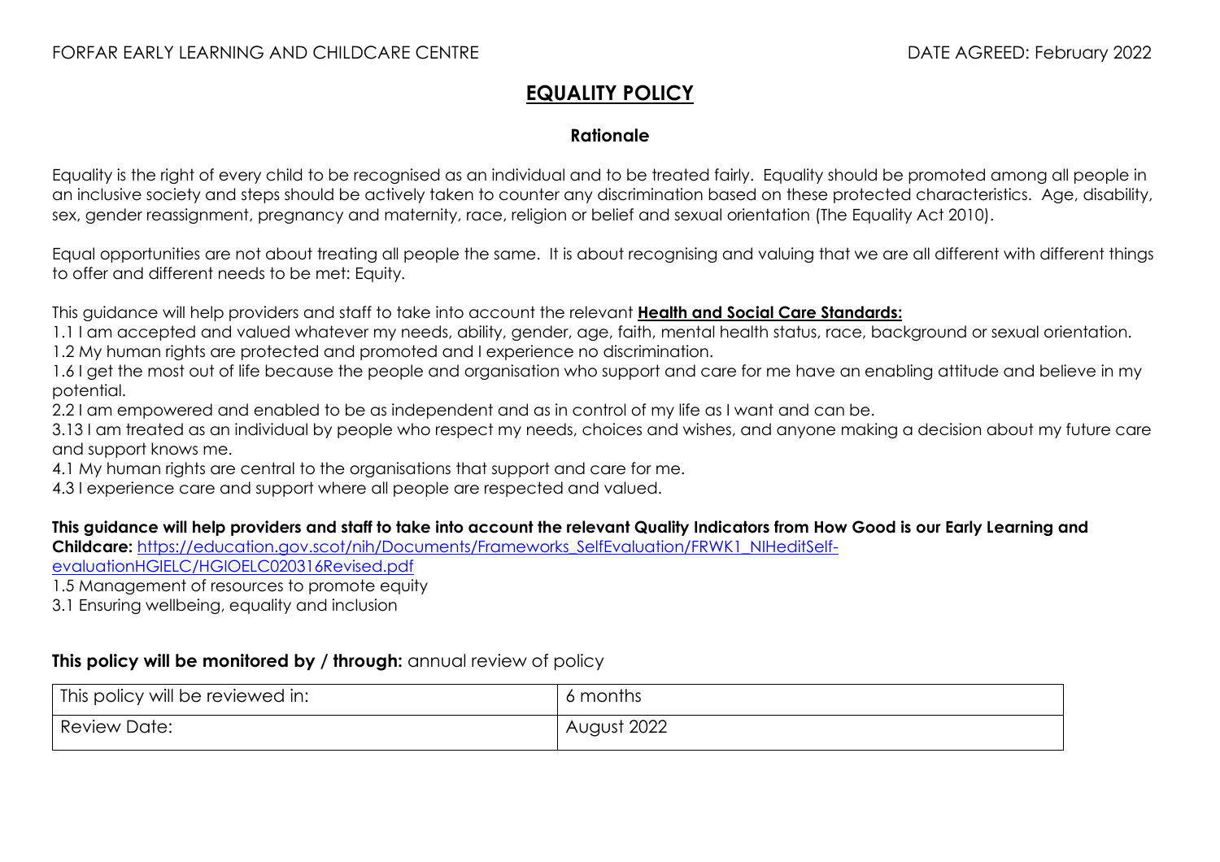FORFAR EARLY LEARNING AND CHILDCARE CENTRE DATE AGREED: February 2022

# EQUALITY POLICY

## Rationale

Equality is the right of every child to be recognised as an individual and to be treated fairly. Equality should be promoted among all people in an inclusive society and steps should be actively taken to counter any discrimination based on these protected characteristics. Age, disability, sex, gender reassignment, pregnancy and maternity, race, religion or belief and sexual orientation (The Equality Act 2010).

Equal opportunities are not about treating all people the same. It is about recognising and valuing that we are all different with different things to offer and different needs to be met: Equity.

This guidance will help providers and staff to take into account the relevant **Health and Social Care Standards:**

1.1 I am accepted and valued whatever my needs, ability, gender, age, faith, mental health status, race, background or sexual orientation.
1.2 My human rights are protected and promoted and I experience no discrimination.
1.6 I get the most out of life because the people and organisation who support and care for me have an enabling attitude and believe in my potential.
2.2 I am empowered and enabled to be as independent and as in control of my life as I want and can be.
3.13 I am treated as an individual by people who respect my needs, choices and wishes, and anyone making a decision about my future care and support knows me.
4.1 My human rights are central to the organisations that support and care for me.
4.3 I experience care and support where all people are respected and valued.

**This guidance will help providers and staff to take into account the relevant Quality Indicators from How Good is our Early Learning and Childcare:** https://education.gov.scot/nih/Documents/Frameworks_SelfEvaluation/FRWK1_NIHeditSelf-evaluationHGIELC/HGIOELC020316Revised.pdf

1.5 Management of resources to promote equity
3.1 Ensuring wellbeing, equality and inclusion

**This policy will be monitored by / through:** annual review of policy

| This policy will be reviewed in: | 6 months |
|---|---|
| Review Date: | August 2022 |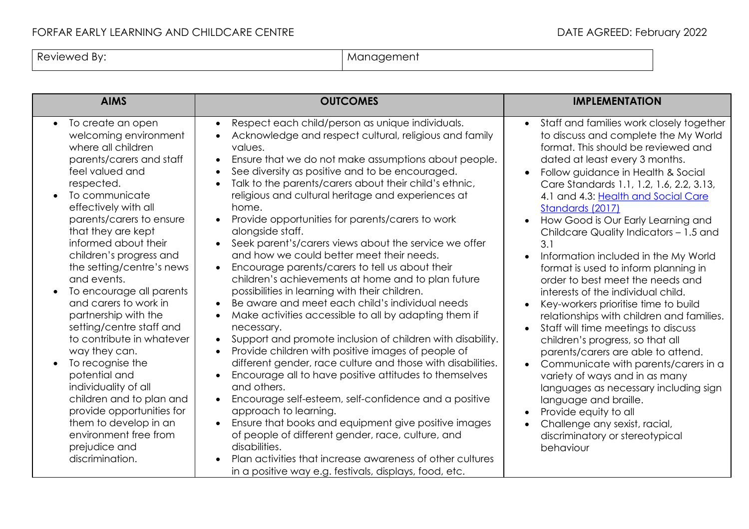FORFAR EARLY LEARNING AND CHILDCARE CENTRE

DATE AGREED: February 2022

| Reviewed By: | Management |
|---|---|

| AIMS | OUTCOMES | IMPLEMENTATION |
|---|---|---|
| • To create an open welcoming environment where all children parents/carers and staff feel valued and respected.<br>• To communicate effectively with all parents/carers to ensure that they are kept informed about their children's progress and the setting/centre's news and events.<br>• To encourage all parents and carers to work in partnership with the setting/centre staff and to contribute in whatever way they can.<br>• To recognise the potential and individuality of all children and to plan and provide opportunities for them to develop in an environment free from prejudice and discrimination. | • Respect each child/person as unique individuals.<br>• Acknowledge and respect cultural, religious and family values.<br>• Ensure that we do not make assumptions about people.<br>• See diversity as positive and to be encouraged.<br>• Talk to the parents/carers about their child's ethnic, religious and cultural heritage and experiences at home.<br>• Provide opportunities for parents/carers to work alongside staff.<br>• Seek parent's/carers views about the service we offer and how we could better meet their needs.<br>• Encourage parents/carers to tell us about their children's achievements at home and to plan future possibilities in learning with their children.<br>• Be aware and meet each child's individual needs<br>• Make activities accessible to all by adapting them if necessary.<br>• Support and promote inclusion of children with disability.<br>• Provide children with positive images of people of different gender, race culture and those with disabilities.<br>• Encourage all to have positive attitudes to themselves and others.<br>• Encourage self-esteem, self-confidence and a positive approach to learning.<br>• Ensure that books and equipment give positive images of people of different gender, race, culture, and disabilities.<br>• Plan activities that increase awareness of other cultures in a positive way e.g. festivals, displays, food, etc. | • Staff and families work closely together to discuss and complete the My World format. This should be reviewed and dated at least every 3 months.<br>• Follow guidance in Health & Social Care Standards 1.1, 1.2, 1.6, 2.2, 3.13, 4.1 and 4.3: Health and Social Care Standards (2017)<br>• How Good is Our Early Learning and Childcare Quality Indicators – 1.5 and 3.1<br>• Information included in the My World format is used to inform planning in order to best meet the needs and interests of the individual child.<br>• Key-workers prioritise time to build relationships with children and families.<br>• Staff will time meetings to discuss children's progress, so that all parents/carers are able to attend.<br>• Communicate with parents/carers in a variety of ways and in as many languages as necessary including sign language and braille.<br>• Provide equity to all<br>• Challenge any sexist, racial, discriminatory or stereotypical behaviour |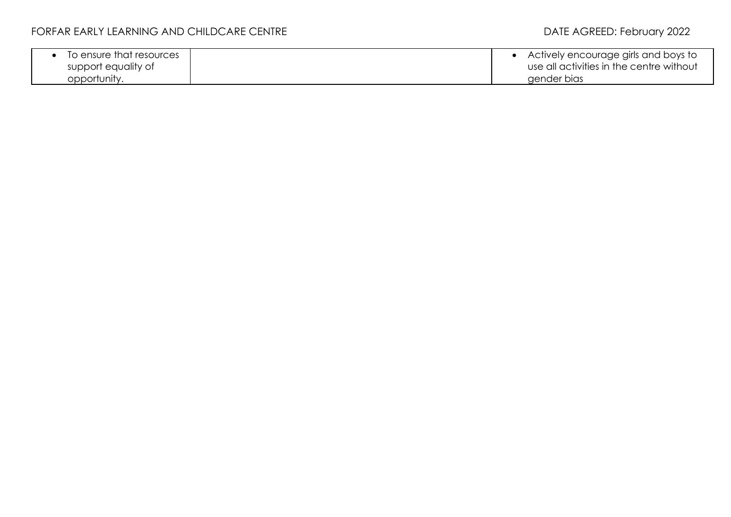| | | |
|---|---|---|
| • To ensure that resources support equality of opportunity. | | • Actively encourage girls and boys to use all activities in the centre without gender bias |